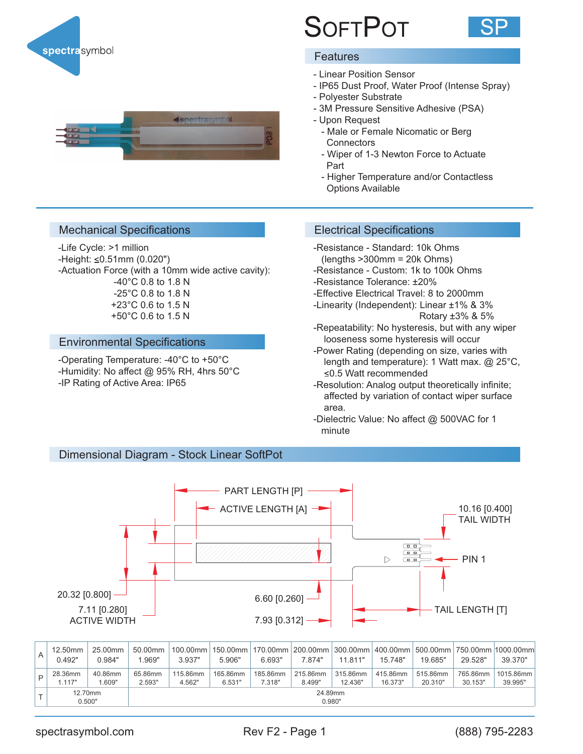# SoftPot

**SP**

## Features

- Linear Position Sensor
- IP65 Dust Proof, Water Proof (Intense Spray)
- Polyester Substrate
- 3M Pressure Sensitive Adhesive (PSA)
- Upon Request
  - Male or Female Nicomatic or Berg Connectors
  - Wiper of 1-3 Newton Force to Actuate Part
  - Higher Temperature and/or Contactless Options Available

## Mechanical Specifications

-Life Cycle: >1 million
-Height: ≤0.51mm (0.020")
-Actuation Force (with a 10mm wide active cavity):
-40°C 0.8 to 1.8 N
-25°C 0.8 to 1.8 N
+23°C 0.6 to 1.5 N
+50°C 0.6 to 1.5 N

## Environmental Specifications

-Operating Temperature: -40°C to +50°C
-Humidity: No affect @ 95% RH, 4hrs 50°C
-IP Rating of Active Area: IP65

## Electrical Specifications

-Resistance - Standard: 10k Ohms (lengths >300mm = 20k Ohms)
-Resistance - Custom: 1k to 100k Ohms
-Resistance Tolerance: ±20%
-Effective Electrical Travel: 8 to 2000mm
-Linearity (Independent): Linear ±1% & 3%
Rotary ±3% & 5%
-Repeatability: No hysteresis, but with any wiper looseness some hysteresis will occur
-Power Rating (depending on size, varies with length and temperature): 1 Watt max. @ 25°C, ≤0.5 Watt recommended
-Resolution: Analog output theoretically infinite; affected by variation of contact wiper surface area.
-Dielectric Value: No affect @ 500VAC for 1 minute

## Dimensional Diagram - Stock Linear SoftPot

PART LENGTH [P]
ACTIVE LENGTH [A]
10.16 [0.400] TAIL WIDTH
PIN 1
20.32 [0.800]
7.11 [0.280] ACTIVE WIDTH
6.60 [0.260]
7.93 [0.312]
TAIL LENGTH [T]

| | | | | | | | | | | | | |
|---|---|---|---|---|---|---|---|---|---|---|---|---|
| A | 12.50mm 0.492" | 25.00mm 0.984" | 50.00mm 1.969" | 100.00mm 3.937" | 150.00mm 5.906" | 170.00mm 6.693" | 200.00mm 7.874" | 300.00mm 11.811" | 400.00mm 15.748" | 500.00mm 19.685" | 750.00mm 29.528" | 1000.00mm 39.370" |
| P | 28.36mm 1.117" | 40.86mm 1.609" | 65.86mm 2.593" | 115.86mm 4.562" | 165.86mm 6.531" | 185.86mm 7.318" | 215.86mm 8.499" | 315.86mm 12.436" | 415.86mm 16.373" | 515.86mm 20.310" | 765.86mm 30.153" | 1015.86mm 39.995" |
| T | 12.70mm 0.500" | | 24.89mm 0.980" | | | | | | | | | |

spectrasymbol.com | Rev F2 - Page 1 | (888) 795-2283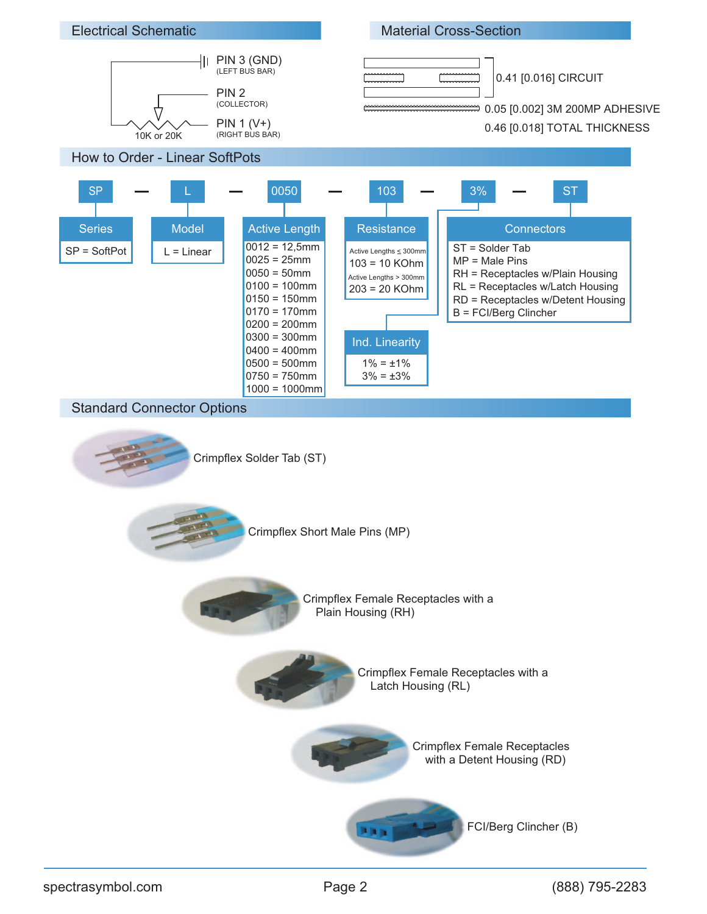## Electrical Schematic

PIN 3 (GND)
(LEFT BUS BAR)

PIN 2
(COLLECTOR)

PIN 1 (V+)
(RIGHT BUS BAR)

10K or 20K

## Material Cross-Section

0.41 [0.016] CIRCUIT

0.05 [0.002] 3M 200MP ADHESIVE

0.46 [0.018] TOTAL THICKNESS

## How to Order - Linear SoftPots

SP — L — 0050 — 103 — 3% — ST

| Series | Model | Active Length | Resistance | Ind. Linearity | Connectors |
|---|---|---|---|---|---|
| SP = SoftPot | L = Linear | 0012 = 12,5mm | Active Lengths ≤ 300mm: 103 = 10 KOhm | 1% = ±1% | ST = Solder Tab |
| | | 0025 = 25mm | Active Lengths > 300mm: 203 = 20 KOhm | 3% = ±3% | MP = Male Pins |
| | | 0050 = 50mm | | | RH = Receptacles w/Plain Housing |
| | | 0100 = 100mm | | | RL = Receptacles w/Latch Housing |
| | | 0150 = 150mm | | | RD = Receptacles w/Detent Housing |
| | | 0170 = 170mm | | | B = FCI/Berg Clincher |
| | | 0200 = 200mm | | | |
| | | 0300 = 300mm | | | |
| | | 0400 = 400mm | | | |
| | | 0500 = 500mm | | | |
| | | 0750 = 750mm | | | |
| | | 1000 = 1000mm | | | |

## Standard Connector Options

Crimpflex Solder Tab (ST)

Crimpflex Short Male Pins (MP)

Crimpflex Female Receptacles with a Plain Housing (RH)

Crimpflex Female Receptacles with a Latch Housing (RL)

Crimpflex Female Receptacles with a Detent Housing (RD)

FCI/Berg Clincher (B)

spectrasymbol.com | (888) 795-2283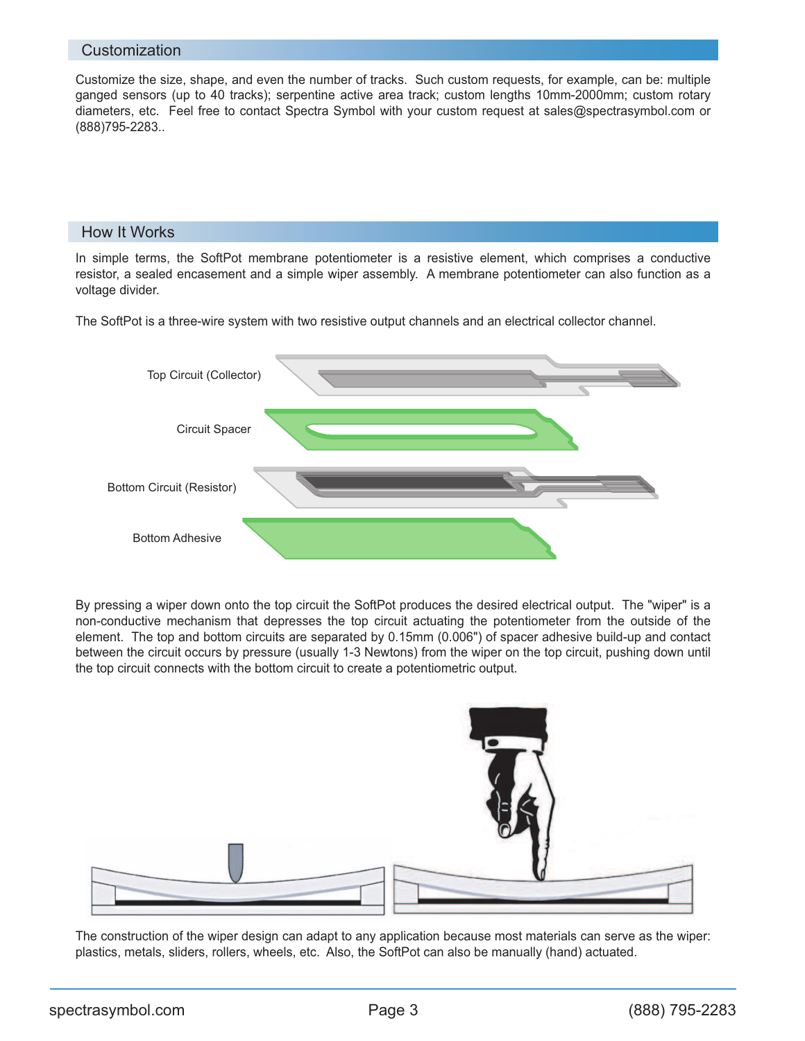## Customization

Customize the size, shape, and even the number of tracks. Such custom requests, for example, can be: multiple ganged sensors (up to 40 tracks); serpentine active area track; custom lengths 10mm-2000mm; custom rotary diameters, etc. Feel free to contact Spectra Symbol with your custom request at sales@spectrasymbol.com or (888)795-2283..

## How It Works

In simple terms, the SoftPot membrane potentiometer is a resistive element, which comprises a conductive resistor, a sealed encasement and a simple wiper assembly. A membrane potentiometer can also function as a voltage divider.

The SoftPot is a three-wire system with two resistive output channels and an electrical collector channel.

Top Circuit (Collector)

Circuit Spacer

Bottom Circuit (Resistor)

Bottom Adhesive

By pressing a wiper down onto the top circuit the SoftPot produces the desired electrical output. The "wiper" is a non-conductive mechanism that depresses the top circuit actuating the potentiometer from the outside of the element. The top and bottom circuits are separated by 0.15mm (0.006") of spacer adhesive build-up and contact between the circuit occurs by pressure (usually 1-3 Newtons) from the wiper on the top circuit, pushing down until the top circuit connects with the bottom circuit to create a potentiometric output.

The construction of the wiper design can adapt to any application because most materials can serve as the wiper: plastics, metals, sliders, rollers, wheels, etc. Also, the SoftPot can also be manually (hand) actuated.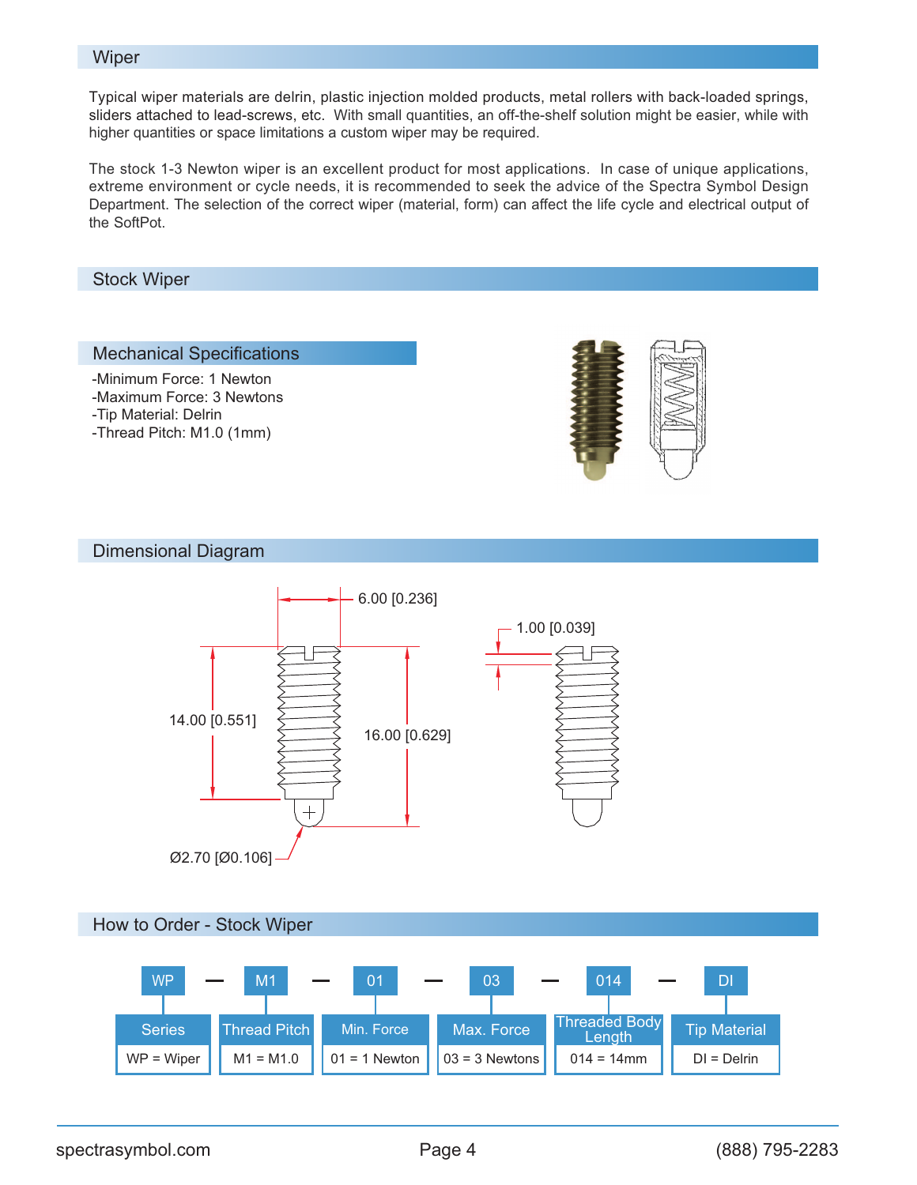## Wiper

Typical wiper materials are delrin, plastic injection molded products, metal rollers with back-loaded springs, sliders attached to lead-screws, etc. With small quantities, an off-the-shelf solution might be easier, while with higher quantities or space limitations a custom wiper may be required.

The stock 1-3 Newton wiper is an excellent product for most applications. In case of unique applications, extreme environment or cycle needs, it is recommended to seek the advice of the Spectra Symbol Design Department. The selection of the correct wiper (material, form) can affect the life cycle and electrical output of the SoftPot.

## Stock Wiper

### Mechanical Specifications

- -Minimum Force: 1 Newton
- -Maximum Force: 3 Newtons
- -Tip Material: Delrin
- -Thread Pitch: M1.0 (1mm)

## Dimensional Diagram

6.00 [0.236]

1.00 [0.039]

14.00 [0.551]

16.00 [0.629]

Ø2.70 [Ø0.106]

## How to Order - Stock Wiper

WP — M1 — 01 — 03 — 014 — DI

| Series | Thread Pitch | Min. Force | Max. Force | Threaded Body Length | Tip Material |
|---|---|---|---|---|---|
| WP = Wiper | M1 = M1.0 | 01 = 1 Newton | 03 = 3 Newtons | 014 = 14mm | DI = Delrin |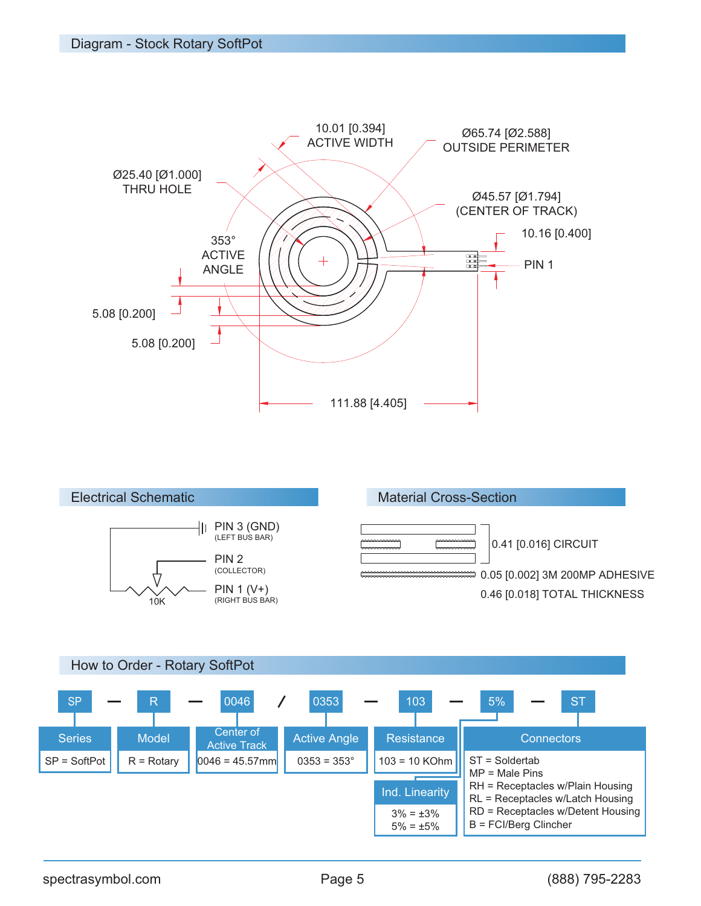## Diagram - Stock Rotary SoftPot

10.01 [0.394]
ACTIVE WIDTH

Ø65.74 [Ø2.588]
OUTSIDE PERIMETER

Ø25.40 [Ø1.000]
THRU HOLE

Ø45.57 [Ø1.794]
(CENTER OF TRACK)

10.16 [0.400]

353°
ACTIVE
ANGLE

PIN 1

5.08 [0.200]

5.08 [0.200]

111.88 [4.405]

## Electrical Schematic

PIN 3 (GND)
(LEFT BUS BAR)

PIN 2
(COLLECTOR)

PIN 1 (V+)
(RIGHT BUS BAR)

10K

## Material Cross-Section

0.41 [0.016] CIRCUIT

0.05 [0.002] 3M 200MP ADHESIVE

0.46 [0.018] TOTAL THICKNESS

## How to Order - Rotary SoftPot

SP — R — 0046 / 0353 — 103 — 5% — ST

| Series | Model | Center of Active Track | Active Angle | Resistance | Ind. Linearity | Connectors |
|---|---|---|---|---|---|---|
| SP = SoftPot | R = Rotary | 0046 = 45.57mm | 0353 = 353° | 103 = 10 KOhm | 3% = ±3%<br>5% = ±5% | ST = Soldertab<br>MP = Male Pins<br>RH = Receptacles w/Plain Housing<br>RL = Receptacles w/Latch Housing<br>RD = Receptacles w/Detent Housing<br>B = FCI/Berg Clincher |

spectrasymbol.com (888) 795-2283